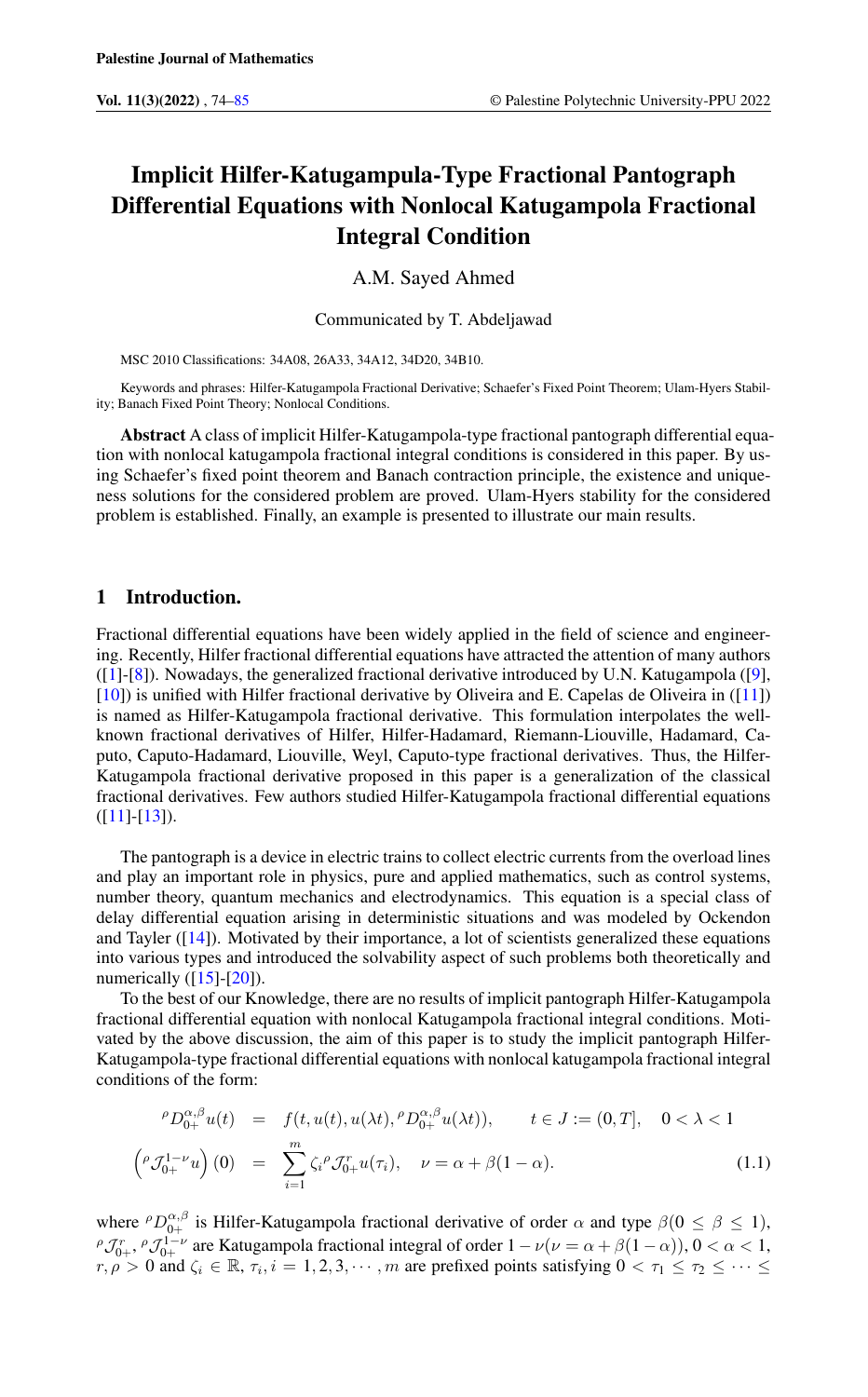# Implicit Hilfer-Katugampula-Type Fractional Pantograph Differential Equations with Nonlocal Katugampola Fractional Integral Condition

A.M. Sayed Ahmed

Communicated by T. Abdeljawad

MSC 2010 Classifications: 34A08, 26A33, 34A12, 34D20, 34B10.

Keywords and phrases: Hilfer-Katugampola Fractional Derivative; Schaefer's Fixed Point Theorem; Ulam-Hyers Stability; Banach Fixed Point Theory; Nonlocal Conditions.

**Abstract** A class of implicit Hilfer-Katugampola-type fractional pantograph differential equation with nonlocal katugampola fractional integral conditions is considered in this paper. By using Schaefer's fixed point theorem and Banach contraction principle, the existence and uniqueness solutions for the considered problem are proved. Ulam-Hyers stability for the considered problem is established. Finally, an example is presented to illustrate our main results.

## 1 Introduction.

Fractional differential equations have been widely applied in the field of science and engineering. Recently, Hilfer fractional differential equations have attracted the attention of many authors ([1]-[8]). Nowadays, the generalized fractional derivative introduced by U.N. Katugampola ([9], [10]) is unified with Hilfer fractional derivative by Oliveira and E. Capelas de Oliveira in ([11]) is named as Hilfer-Katugampola fractional derivative. This formulation interpolates the well-known fractional derivatives of Hilfer, Hilfer-Hadamard, Riemann-Liouville, Hadamard, Caputo, Caputo-Hadamard, Liouville, Weyl, Caputo-type fractional derivatives. Thus, the Hilfer-Katugampola fractional derivative proposed in this paper is a generalization of the classical fractional derivatives. Few authors studied Hilfer-Katugampola fractional differential equations ([11]-[13]).

The pantograph is a device in electric trains to collect electric currents from the overload lines and play an important role in physics, pure and applied mathematics, such as control systems, number theory, quantum mechanics and electrodynamics. This equation is a special class of delay differential equation arising in deterministic situations and was modeled by Ockendon and Tayler ([14]). Motivated by their importance, a lot of scientists generalized these equations into various types and introduced the solvability aspect of such problems both theoretically and numerically ([15]-[20]).

To the best of our Knowledge, there are no results of implicit pantograph Hilfer-Katugampola fractional differential equation with nonlocal Katugampola fractional integral conditions. Motivated by the above discussion, the aim of this paper is to study the implicit pantograph Hilfer-Katugampola-type fractional differential equations with nonlocal katugampola fractional integral conditions of the form:

$$
\begin{aligned}
{}^{\rho}D_{0+}^{\alpha,\beta}u(t) &= f(t,u(t),u(\lambda t),{}^{\rho}D_{0+}^{\alpha,\beta}u(\lambda t)), \qquad t\in J:=(0,T], \quad 0<\lambda<1 \\
\left({}^{\rho}\mathcal{J}_{0+}^{1-\nu}u\right)(0) &= \sum_{i=1}^{m}\zeta_i\,{}^{\rho}\mathcal{J}_{0+}^{r}u(\tau_i), \quad \nu=\alpha+\beta(1-\alpha).
\end{aligned} \tag{1.1}
$$

where ${}^{\rho}D_{0+}^{\alpha,\beta}$ is Hilfer-Katugampola fractional derivative of order $\alpha$ and type $\beta(0\le\beta\le1)$, ${}^{\rho}\mathcal{J}_{0+}^{r}$, ${}^{\rho}\mathcal{J}_{0+}^{1-\nu}$ are Katugampola fractional integral of order $1-\nu(\nu=\alpha+\beta(1-\alpha))$, $0<\alpha<1$, $r,\rho>0$ and $\zeta_i\in\mathbb{R}$, $\tau_i, i=1,2,3,\cdots,m$ are prefixed points satisfying $0<\tau_1\le\tau_2\le\cdots\le$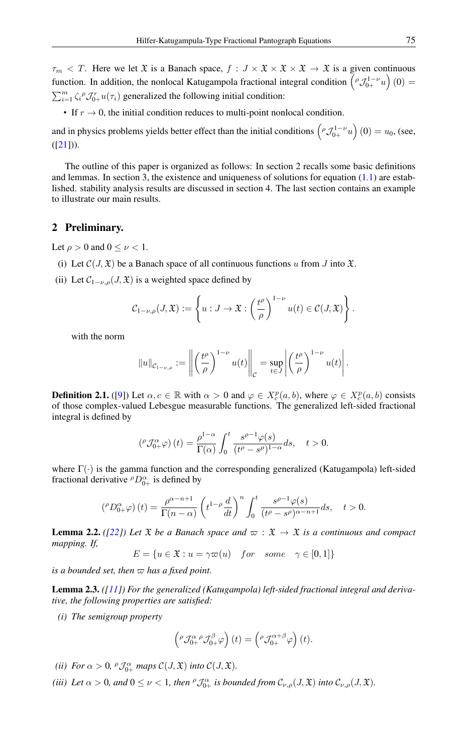$\tau_m < T$. Here we let $\mathfrak{X}$ is a Banach space, $f : J \times \mathfrak{X} \times \mathfrak{X} \times \mathfrak{X} \to \mathfrak{X}$ is a given continuous function. In addition, the nonlocal Katugampola fractional integral condition $\left({}^{\rho}\mathcal{J}_{0+}^{1-\nu}u\right)(0) = \sum_{i=1}^{m} \zeta_i {}^{\rho}\mathcal{J}_{0+}^{r} u(\tau_i)$ generalized the following initial condition:

- If $r \to 0$, the initial condition reduces to multi-point nonlocal condition.

and in physics problems yields better effect than the initial conditions $\left({}^{\rho}\mathcal{J}_{0+}^{1-\nu}u\right)(0) = u_0$, (see, ([21])).

The outline of this paper is organized as follows: In section 2 recalls some basic definitions and lemmas. In section 3, the existence and uniqueness of solutions for equation (1.1) are established. stability analysis results are discussed in section 4. The last section contains an example to illustrate our main results.

## 2 Preliminary.

Let $\rho > 0$ and $0 \leq \nu < 1$.

(i) Let $\mathcal{C}(J, \mathfrak{X})$ be a Banach space of all continuous functions $u$ from $J$ into $\mathfrak{X}$.

(ii) Let $\mathcal{C}_{1-\nu,\rho}(J, \mathfrak{X})$ is a weighted space defined by

$$\mathcal{C}_{1-\nu,\rho}(J, \mathfrak{X}) := \left\{ u : J \to \mathfrak{X} : \left(\frac{t^\rho}{\rho}\right)^{1-\nu} u(t) \in \mathcal{C}(J, \mathfrak{X}) \right\}.$$

with the norm

$$\|u\|_{\mathcal{C}_{1-\nu,\rho}} := \left\| \left(\frac{t^\rho}{\rho}\right)^{1-\nu} u(t) \right\|_{\mathcal{C}} = \sup_{t \in J} \left| \left(\frac{t^\rho}{\rho}\right)^{1-\nu} u(t) \right|.$$

**Definition 2.1.** ([9]) Let $\alpha, c \in \mathbb{R}$ with $\alpha > 0$ and $\varphi \in X_c^p(a, b)$, where $\varphi \in X_c^p(a, b)$ consists of those complex-valued Lebesgue measurable functions. The generalized left-sided fractional integral is defined by

$$\left({}^{\rho}\mathcal{J}_{0+}^{\alpha}\varphi\right)(t) = \frac{\rho^{1-\alpha}}{\Gamma(\alpha)} \int_0^t \frac{s^{\rho-1}\varphi(s)}{(t^\rho - s^\rho)^{1-\alpha}} ds, \quad t > 0.$$

where $\Gamma(\cdot)$ is the gamma function and the corresponding generalized (Katugampola) left-sided fractional derivative ${}^{\rho}D_{0+}^{\alpha}$ is defined by

$$\left({}^{\rho}D_{0+}^{\alpha}\varphi\right)(t) = \frac{\rho^{\alpha-n+1}}{\Gamma(n-\alpha)} \left(t^{1-\rho}\frac{d}{dt}\right)^n \int_0^t \frac{s^{\rho-1}\varphi(s)}{(t^\rho - s^\rho)^{\alpha-n+1}} ds, \quad t > 0.$$

**Lemma 2.2.** *([22]) Let $\mathfrak{X}$ be a Banach space and $\varpi : \mathfrak{X} \to \mathfrak{X}$ is a continuous and compact mapping. If,*

$$E = \{u \in \mathfrak{X} : u = \gamma\varpi(u) \quad for \quad some \quad \gamma \in [0, 1]\}$$

*is a bounded set, then $\varpi$ has a fixed point.*

**Lemma 2.3.** *([11]) For the generalized (Katugampola) left-sided fractional integral and derivative, the following properties are satisfied:*

*(i) The semigroup property*

$$\left({}^{\rho}\mathcal{J}_{0+}^{\alpha}\, {}^{\rho}\mathcal{J}_{0+}^{\beta}\varphi\right)(t) = \left({}^{\rho}\mathcal{J}_{0+}^{\alpha+\beta}\varphi\right)(t).$$

*(ii) For $\alpha > 0$, ${}^{\rho}\mathcal{J}_{0+}^{\alpha}$ maps $\mathcal{C}(J, \mathfrak{X})$ into $\mathcal{C}(J, \mathfrak{X})$.*

*(iii) Let $\alpha > 0$, and $0 \leq \nu < 1$, then ${}^{\rho}\mathcal{J}_{0+}^{\alpha}$ is bounded from $\mathcal{C}_{\nu,\rho}(J, \mathfrak{X})$ into $\mathcal{C}_{\nu,\rho}(J, \mathfrak{X})$.*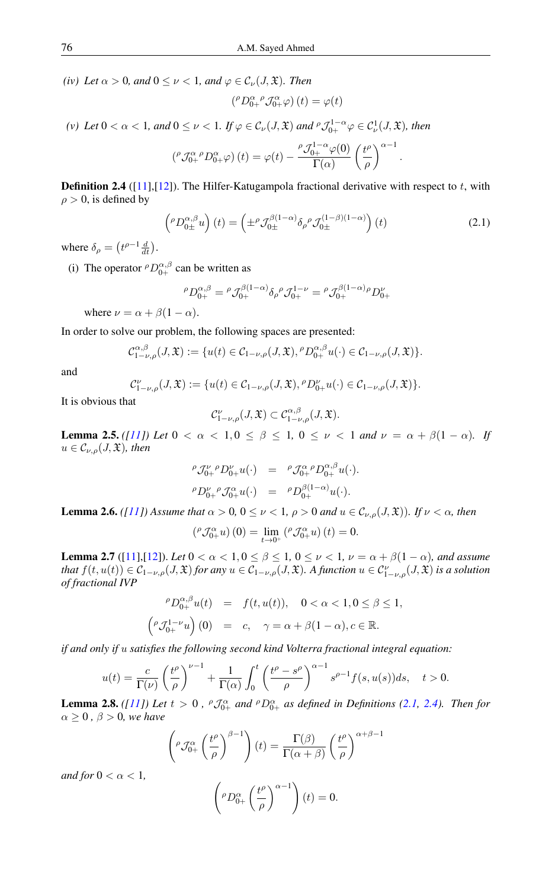*(iv) Let $\alpha > 0$, and $0 \leq \nu < 1$, and $\varphi \in \mathcal{C}_\nu(J, \mathfrak{X})$. Then*

$$\left({}^\rho D_{0+}^\alpha {}^\rho \mathcal{J}_{0+}^\alpha \varphi\right)(t) = \varphi(t)$$

*(v) Let $0 < \alpha < 1$, and $0 \leq \nu < 1$. If $\varphi \in \mathcal{C}_\nu(J, \mathfrak{X})$ and ${}^\rho \mathcal{J}_{0+}^{1-\alpha}\varphi \in \mathcal{C}_\nu^1(J, \mathfrak{X})$, then*

$$\left({}^\rho \mathcal{J}_{0+}^\alpha {}^\rho D_{0+}^\alpha \varphi\right)(t) = \varphi(t) - \frac{{}^\rho \mathcal{J}_{0+}^{1-\alpha}\varphi(0)}{\Gamma(\alpha)}\left(\frac{t^\rho}{\rho}\right)^{\alpha-1}.$$

**Definition 2.4** ([11],[12]). The Hilfer-Katugampola fractional derivative with respect to $t$, with $\rho > 0$, is defined by

$$\left({}^\rho D_{0\pm}^{\alpha,\beta} u\right)(t) = \left(\pm {}^\rho \mathcal{J}_{0\pm}^{\beta(1-\alpha)} \delta_\rho {}^\rho \mathcal{J}_{0\pm}^{(1-\beta)(1-\alpha)}\right)(t) \tag{2.1}$$

where $\delta_\rho = \left(t^{\rho-1}\frac{d}{dt}\right)$.

(i) The operator ${}^\rho D_{0+}^{\alpha,\beta}$ can be written as

$${}^\rho D_{0+}^{\alpha,\beta} = {}^\rho \mathcal{J}_{0+}^{\beta(1-\alpha)} \delta_\rho {}^\rho \mathcal{J}_{0+}^{1-\nu} = {}^\rho \mathcal{J}_{0+}^{\beta(1-\alpha)} {}^\rho D_{0+}^{\nu}$$

where $\nu = \alpha + \beta(1-\alpha)$.

In order to solve our problem, the following spaces are presented:

$$\mathcal{C}_{1-\nu,\rho}^{\alpha,\beta}(J, \mathfrak{X}) := \{u(t) \in \mathcal{C}_{1-\nu,\rho}(J, \mathfrak{X}), {}^\rho D_{0+}^{\alpha,\beta} u(\cdot) \in \mathcal{C}_{1-\nu,\rho}(J, \mathfrak{X})\}.$$

and

$$\mathcal{C}_{1-\nu,\rho}^{\nu}(J, \mathfrak{X}) := \{u(t) \in \mathcal{C}_{1-\nu,\rho}(J, \mathfrak{X}), {}^\rho D_{0+}^{\nu} u(\cdot) \in \mathcal{C}_{1-\nu,\rho}(J, \mathfrak{X})\}.$$

It is obvious that

$$\mathcal{C}_{1-\nu,\rho}^{\nu}(J, \mathfrak{X}) \subset \mathcal{C}_{1-\nu,\rho}^{\alpha,\beta}(J, \mathfrak{X}).$$

**Lemma 2.5.** *([11]) Let $0 < \alpha < 1, 0 \leq \beta \leq 1$, $0 \leq \nu < 1$ and $\nu = \alpha + \beta(1-\alpha)$. If $u \in \mathcal{C}_{\nu,\rho}(J, \mathfrak{X})$, then*

$$\begin{aligned}
{}^\rho \mathcal{J}_{0+}^{\nu} {}^\rho D_{0+}^{\nu} u(\cdot) &= {}^\rho \mathcal{J}_{0+}^{\alpha} {}^\rho D_{0+}^{\alpha,\beta} u(\cdot). \\
{}^\rho D_{0+}^{\nu} {}^\rho \mathcal{J}_{0+}^{\alpha} u(\cdot) &= {}^\rho D_{0+}^{\beta(1-\alpha)} u(\cdot).
\end{aligned}$$

**Lemma 2.6.** *([11]) Assume that $\alpha > 0$, $0 \leq \nu < 1$, $\rho > 0$ and $u \in \mathcal{C}_{\nu,\rho}(J, \mathfrak{X})$). If $\nu < \alpha$, then*

$$\left({}^\rho \mathcal{J}_{0+}^\alpha u\right)(0) = \lim_{t \to 0^+} \left({}^\rho \mathcal{J}_{0+}^\alpha u\right)(t) = 0.$$

**Lemma 2.7** ([11],[12]). *Let $0 < \alpha < 1, 0 \leq \beta \leq 1$, $0 \leq \nu < 1$, $\nu = \alpha + \beta(1-\alpha)$, and assume that $f(t, u(t)) \in \mathcal{C}_{1-\nu,\rho}(J, \mathfrak{X})$ for any $u \in \mathcal{C}_{1-\nu,\rho}(J, \mathfrak{X})$. A function $u \in \mathcal{C}_{1-\nu,\rho}^{\nu}(J, \mathfrak{X})$ is a solution of fractional IVP*

$$\begin{aligned}
{}^\rho D_{0+}^{\alpha,\beta} u(t) &= f(t, u(t)), \quad 0 < \alpha < 1, 0 \leq \beta \leq 1, \\
\left({}^\rho \mathcal{J}_{0+}^{1-\nu} u\right)(0) &= c, \quad \gamma = \alpha + \beta(1-\alpha), c \in \mathbb{R}.
\end{aligned}$$

*if and only if $u$ satisfies the following second kind Volterra fractional integral equation:*

$$u(t) = \frac{c}{\Gamma(\nu)}\left(\frac{t^\rho}{\rho}\right)^{\nu-1} + \frac{1}{\Gamma(\alpha)}\int_0^t \left(\frac{t^\rho - s^\rho}{\rho}\right)^{\alpha-1} s^{\rho-1} f(s, u(s))ds, \quad t > 0.$$

**Lemma 2.8.** *([11]) Let $t > 0$ , ${}^\rho \mathcal{J}_{0+}^\alpha$ and ${}^\rho D_{0+}^\alpha$ as defined in Definitions (2.1, 2.4). Then for $\alpha \geq 0$ , $\beta > 0$, we have*

$$\left({}^\rho \mathcal{J}_{0+}^\alpha \left(\frac{t^\rho}{\rho}\right)^{\beta-1}\right)(t) = \frac{\Gamma(\beta)}{\Gamma(\alpha+\beta)}\left(\frac{t^\rho}{\rho}\right)^{\alpha+\beta-1}$$

*and for $0 < \alpha < 1$,*

$$\left({}^\rho D_{0+}^\alpha \left(\frac{t^\rho}{\rho}\right)^{\alpha-1}\right)(t) = 0.$$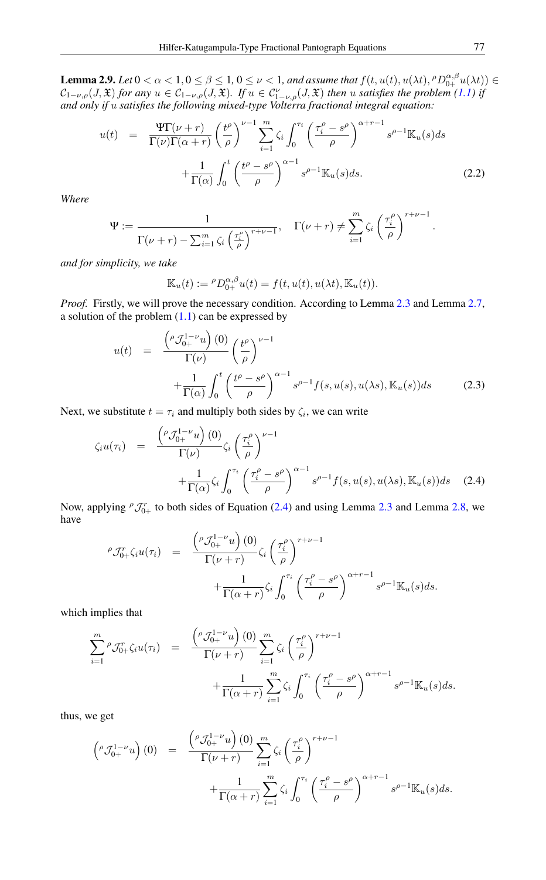**Lemma 2.9.** *Let $0 < \alpha < 1, 0 \leq \beta \leq 1, 0 \leq \nu < 1$, and assume that $f(t, u(t), u(\lambda t), {}^{\rho}D_{0+}^{\alpha,\beta}u(\lambda t)) \in \mathcal{C}_{1-\nu,\rho}(J, \mathfrak{X})$ for any $u \in \mathcal{C}_{1-\nu,\rho}(J, \mathfrak{X})$. If $u \in \mathcal{C}_{1-\nu,\rho}^{\nu}(J, \mathfrak{X})$ then $u$ satisfies the problem (1.1) if and only if $u$ satisfies the following mixed-type Volterra fractional integral equation:*

$$
\begin{aligned}
u(t) \quad &= \quad \frac{\Psi\Gamma(\nu + r)}{\Gamma(\nu)\Gamma(\alpha + r)} \left(\frac{t^{\rho}}{\rho}\right)^{\nu-1} \sum_{i=1}^{m} \zeta_i \int_0^{\tau_i} \left(\frac{\tau_i^{\rho} - s^{\rho}}{\rho}\right)^{\alpha+r-1} s^{\rho-1} \mathbb{K}_u(s) ds \\
&\quad + \frac{1}{\Gamma(\alpha)} \int_0^t \left(\frac{t^{\rho} - s^{\rho}}{\rho}\right)^{\alpha-1} s^{\rho-1} \mathbb{K}_u(s) ds. \qquad (2.2)
\end{aligned}
$$

*Where*

$$
\Psi := \frac{1}{\Gamma(\nu + r) - \sum_{i=1}^{m} \zeta_i \left(\frac{\tau_i^{\rho}}{\rho}\right)^{r+\nu-1}}, \quad \Gamma(\nu + r) \neq \sum_{i=1}^{m} \zeta_i \left(\frac{\tau_i^{\rho}}{\rho}\right)^{r+\nu-1}.
$$

*and for simplicity, we take*

$$
\mathbb{K}_u(t) := {}^{\rho}D_{0+}^{\alpha,\beta}u(t) = f(t, u(t), u(\lambda t), \mathbb{K}_u(t)).
$$

*Proof.* Firstly, we will prove the necessary condition. According to Lemma 2.3 and Lemma 2.7, a solution of the problem (1.1) can be expressed by

$$
\begin{aligned}
u(t) \quad &= \quad \frac{\left({}^{\rho}\mathcal{J}_{0+}^{1-\nu}u\right)(0)}{\Gamma(\nu)} \left(\frac{t^{\rho}}{\rho}\right)^{\nu-1} \\
&\quad + \frac{1}{\Gamma(\alpha)} \int_0^t \left(\frac{t^{\rho} - s^{\rho}}{\rho}\right)^{\alpha-1} s^{\rho-1} f(s, u(s), u(\lambda s), \mathbb{K}_u(s)) ds \qquad (2.3)
\end{aligned}
$$

Next, we substitute $t = \tau_i$ and multiply both sides by $\zeta_i$, we can write

$$
\begin{aligned}
\zeta_i u(\tau_i) \quad &= \quad \frac{\left({}^{\rho}\mathcal{J}_{0+}^{1-\nu}u\right)(0)}{\Gamma(\nu)} \zeta_i \left(\frac{\tau_i^{\rho}}{\rho}\right)^{\nu-1} \\
&\quad + \frac{1}{\Gamma(\alpha)} \zeta_i \int_0^{\tau_i} \left(\frac{\tau_i^{\rho} - s^{\rho}}{\rho}\right)^{\alpha-1} s^{\rho-1} f(s, u(s), u(\lambda s), \mathbb{K}_u(s)) ds \qquad (2.4)
\end{aligned}
$$

Now, applying ${}^{\rho}\mathcal{J}_{0+}^{r}$ to both sides of Equation (2.4) and using Lemma 2.3 and Lemma 2.8, we have

$$
\begin{aligned}
{}^{\rho}\mathcal{J}_{0+}^{r}\zeta_i u(\tau_i) \quad &= \quad \frac{\left({}^{\rho}\mathcal{J}_{0+}^{1-\nu}u\right)(0)}{\Gamma(\nu + r)} \zeta_i \left(\frac{\tau_i^{\rho}}{\rho}\right)^{r+\nu-1} \\
&\quad + \frac{1}{\Gamma(\alpha + r)} \zeta_i \int_0^{\tau_i} \left(\frac{\tau_i^{\rho} - s^{\rho}}{\rho}\right)^{\alpha+r-1} s^{\rho-1} \mathbb{K}_u(s) ds.
\end{aligned}
$$

which implies that

$$
\begin{aligned}
\sum_{i=1}^{m} {}^{\rho}\mathcal{J}_{0+}^{r}\zeta_i u(\tau_i) \quad &= \quad \frac{\left({}^{\rho}\mathcal{J}_{0+}^{1-\nu}u\right)(0)}{\Gamma(\nu + r)} \sum_{i=1}^{m} \zeta_i \left(\frac{\tau_i^{\rho}}{\rho}\right)^{r+\nu-1} \\
&\quad + \frac{1}{\Gamma(\alpha + r)} \sum_{i=1}^{m} \zeta_i \int_0^{\tau_i} \left(\frac{\tau_i^{\rho} - s^{\rho}}{\rho}\right)^{\alpha+r-1} s^{\rho-1} \mathbb{K}_u(s) ds.
\end{aligned}
$$

thus, we get

$$
\begin{aligned}
\left({}^{\rho}\mathcal{J}_{0+}^{1-\nu}u\right)(0) \quad &= \quad \frac{\left({}^{\rho}\mathcal{J}_{0+}^{1-\nu}u\right)(0)}{\Gamma(\nu + r)} \sum_{i=1}^{m} \zeta_i \left(\frac{\tau_i^{\rho}}{\rho}\right)^{r+\nu-1} \\
&\quad + \frac{1}{\Gamma(\alpha + r)} \sum_{i=1}^{m} \zeta_i \int_0^{\tau_i} \left(\frac{\tau_i^{\rho} - s^{\rho}}{\rho}\right)^{\alpha+r-1} s^{\rho-1} \mathbb{K}_u(s) ds.
\end{aligned}
$$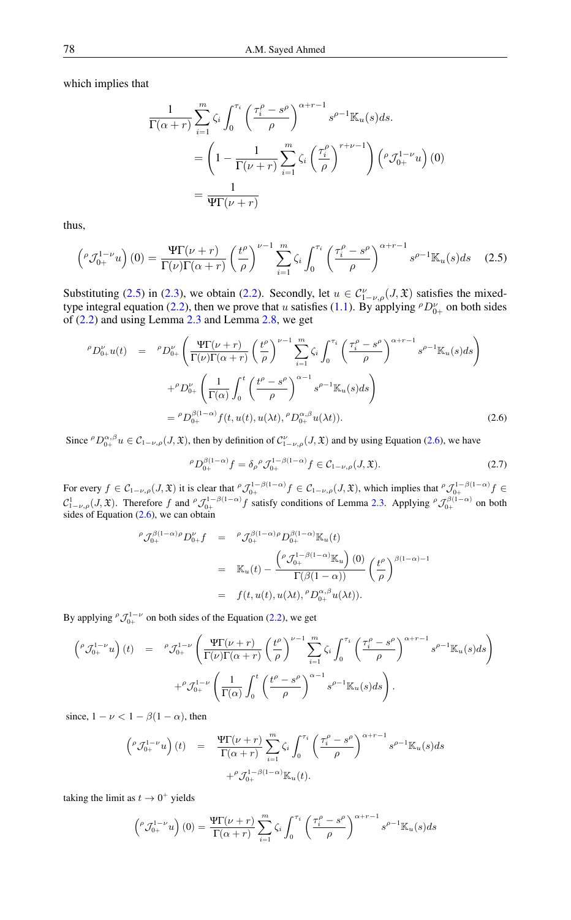which implies that

$$\frac{1}{\Gamma(\alpha+r)}\sum_{i=1}^{m}\zeta_i\int_0^{\tau_i}\left(\frac{\tau_i^\rho-s^\rho}{\rho}\right)^{\alpha+r-1}s^{\rho-1}\mathbb{K}_u(s)ds.$$

$$=\left(1-\frac{1}{\Gamma(\nu+r)}\sum_{i=1}^{m}\zeta_i\left(\frac{\tau_i^\rho}{\rho}\right)^{r+\nu-1}\right)\left({}^\rho\mathcal{J}_{0+}^{1-\nu}u\right)(0)$$

$$=\frac{1}{\Psi\Gamma(\nu+r)}$$

thus,

$$\left({}^\rho\mathcal{J}_{0+}^{1-\nu}u\right)(0)=\frac{\Psi\Gamma(\nu+r)}{\Gamma(\nu)\Gamma(\alpha+r)}\left(\frac{t^\rho}{\rho}\right)^{\nu-1}\sum_{i=1}^{m}\zeta_i\int_0^{\tau_i}\left(\frac{\tau_i^\rho-s^\rho}{\rho}\right)^{\alpha+r-1}s^{\rho-1}\mathbb{K}_u(s)ds \tag{2.5}$$

Substituting (2.5) in (2.3), we obtain (2.2). Secondly, let $u\in\mathcal{C}_{1-\nu,\rho}^{\nu}(J,\mathfrak{X})$ satisfies the mixed-type integral equation (2.2), then we prove that $u$ satisfies (1.1). By applying ${}^\rho D_{0+}^{\nu}$ on both sides of (2.2) and using Lemma 2.3 and Lemma 2.8, we get

$$\begin{aligned}
{}^\rho D_{0+}^{\nu}u(t) &= {}^\rho D_{0+}^{\nu}\left(\frac{\Psi\Gamma(\nu+r)}{\Gamma(\nu)\Gamma(\alpha+r)}\left(\frac{t^\rho}{\rho}\right)^{\nu-1}\sum_{i=1}^{m}\zeta_i\int_0^{\tau_i}\left(\frac{\tau_i^\rho-s^\rho}{\rho}\right)^{\alpha+r-1}s^{\rho-1}\mathbb{K}_u(s)ds\right)\\
&\quad+{}^\rho D_{0+}^{\nu}\left(\frac{1}{\Gamma(\alpha)}\int_0^{t}\left(\frac{t^\rho-s^\rho}{\rho}\right)^{\alpha-1}s^{\rho-1}\mathbb{K}_u(s)ds\right)\\
&={}^\rho D_{0+}^{\beta(1-\alpha)}f(t,u(t),u(\lambda t),{}^\rho D_{0+}^{\alpha,\beta}u(\lambda t)).
\end{aligned} \tag{2.6}$$

Since ${}^\rho D_{0+}^{\alpha,\beta}u\in\mathcal{C}_{1-\nu,\rho}(J,\mathfrak{X})$, then by definition of $\mathcal{C}_{1-\nu,\rho}^{\nu}(J,\mathfrak{X})$ and by using Equation (2.6), we have

$${}^\rho D_{0+}^{\beta(1-\alpha)}f=\delta_\rho\,{}^\rho\mathcal{J}_{0+}^{1-\beta(1-\alpha)}f\in\mathcal{C}_{1-\nu,\rho}(J,\mathfrak{X}). \tag{2.7}$$

For every $f\in\mathcal{C}_{1-\nu,\rho}(J,\mathfrak{X})$ it is clear that ${}^\rho\mathcal{J}_{0+}^{1-\beta(1-\alpha)}f\in\mathcal{C}_{1-\nu,\rho}(J,\mathfrak{X})$, which implies that ${}^\rho\mathcal{J}_{0+}^{1-\beta(1-\alpha)}f\in\mathcal{C}_{1-\nu,\rho}^{1}(J,\mathfrak{X})$. Therefore $f$ and ${}^\rho\mathcal{J}_{0+}^{1-\beta(1-\alpha)}f$ satisfy conditions of Lemma 2.3. Applying ${}^\rho\mathcal{J}_{0+}^{\beta(1-\alpha)}$ on both sides of Equation (2.6), we can obtain

$$\begin{aligned}
{}^\rho\mathcal{J}_{0+}^{\beta(1-\alpha)}\,{}^\rho D_{0+}^{\nu}f &= {}^\rho\mathcal{J}_{0+}^{\beta(1-\alpha)}\,{}^\rho D_{0+}^{\beta(1-\alpha)}\mathbb{K}_u(t)\\
&= \mathbb{K}_u(t)-\frac{\left({}^\rho\mathcal{J}_{0+}^{1-\beta(1-\alpha)}\mathbb{K}_u\right)(0)}{\Gamma(\beta(1-\alpha))}\left(\frac{t^\rho}{\rho}\right)^{\beta(1-\alpha)-1}\\
&= f(t,u(t),u(\lambda t),{}^\rho D_{0+}^{\alpha,\beta}u(\lambda t)).
\end{aligned}$$

By applying ${}^\rho\mathcal{J}_{0+}^{1-\nu}$ on both sides of the Equation (2.2), we get

$$\begin{aligned}
\left({}^\rho\mathcal{J}_{0+}^{1-\nu}u\right)(t) &= {}^\rho\mathcal{J}_{0+}^{1-\nu}\left(\frac{\Psi\Gamma(\nu+r)}{\Gamma(\nu)\Gamma(\alpha+r)}\left(\frac{t^\rho}{\rho}\right)^{\nu-1}\sum_{i=1}^{m}\zeta_i\int_0^{\tau_i}\left(\frac{\tau_i^\rho-s^\rho}{\rho}\right)^{\alpha+r-1}s^{\rho-1}\mathbb{K}_u(s)ds\right)\\
&\quad+{}^\rho\mathcal{J}_{0+}^{1-\nu}\left(\frac{1}{\Gamma(\alpha)}\int_0^{t}\left(\frac{t^\rho-s^\rho}{\rho}\right)^{\alpha-1}s^{\rho-1}\mathbb{K}_u(s)ds\right).
\end{aligned}$$

since, $1-\nu<1-\beta(1-\alpha)$, then

$$\begin{aligned}
\left({}^\rho\mathcal{J}_{0+}^{1-\nu}u\right)(t) &= \frac{\Psi\Gamma(\nu+r)}{\Gamma(\alpha+r)}\sum_{i=1}^{m}\zeta_i\int_0^{\tau_i}\left(\frac{\tau_i^\rho-s^\rho}{\rho}\right)^{\alpha+r-1}s^{\rho-1}\mathbb{K}_u(s)ds\\
&\quad+{}^\rho\mathcal{J}_{0+}^{1-\beta(1-\alpha)}\mathbb{K}_u(t).
\end{aligned}$$

taking the limit as $t\to0^+$ yields

$$\left({}^\rho\mathcal{J}_{0+}^{1-\nu}u\right)(0)=\frac{\Psi\Gamma(\nu+r)}{\Gamma(\alpha+r)}\sum_{i=1}^{m}\zeta_i\int_0^{\tau_i}\left(\frac{\tau_i^\rho-s^\rho}{\rho}\right)^{\alpha+r-1}s^{\rho-1}\mathbb{K}_u(s)ds$$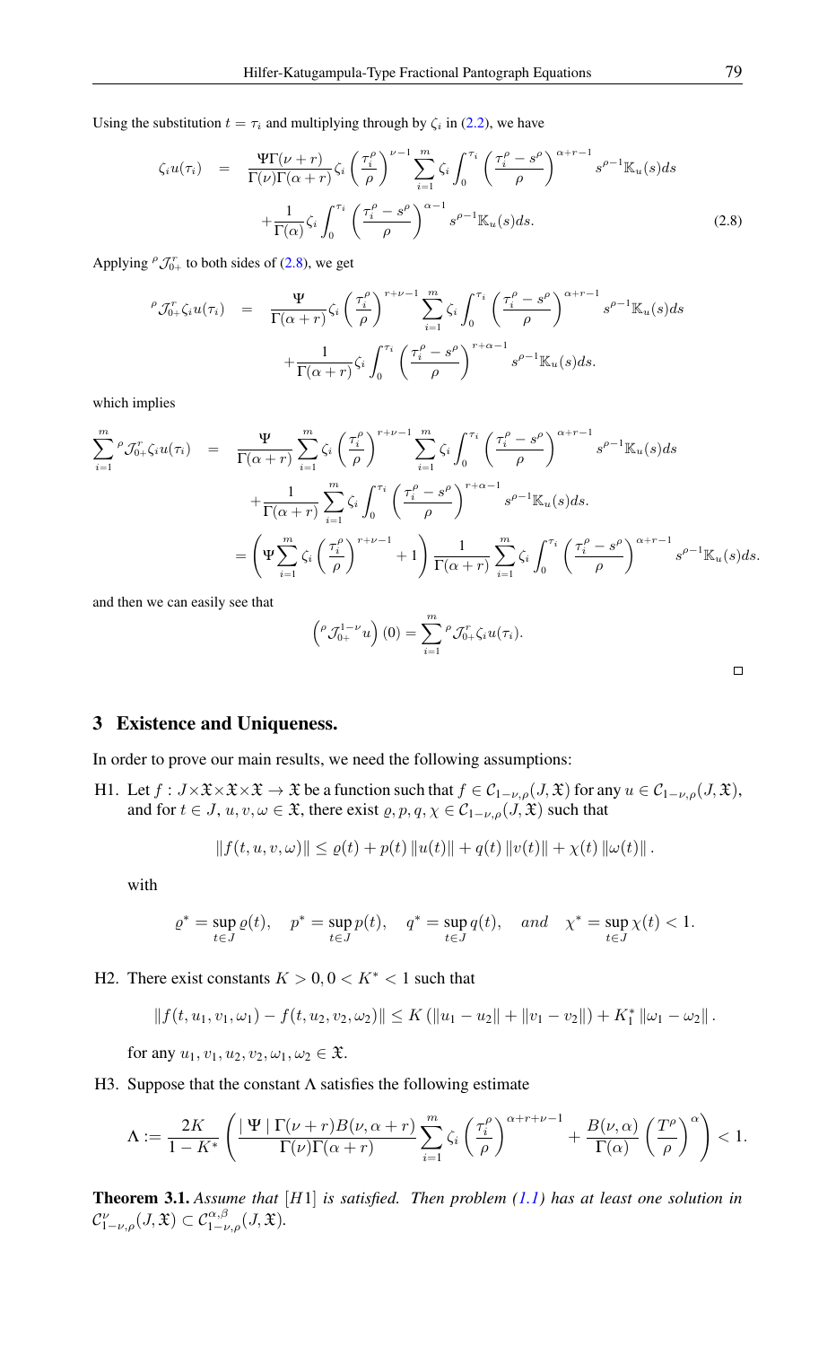Using the substitution $t = \tau_i$ and multiplying through by $\zeta_i$ in (2.2), we have

$$\zeta_i u(\tau_i) = \frac{\Psi\Gamma(\nu+r)}{\Gamma(\nu)\Gamma(\alpha+r)}\zeta_i\left(\frac{\tau_i^\rho}{\rho}\right)^{\nu-1}\sum_{i=1}^{m}\zeta_i\int_0^{\tau_i}\left(\frac{\tau_i^\rho - s^\rho}{\rho}\right)^{\alpha+r-1}s^{\rho-1}\mathbb{K}_u(s)ds$$
$$+\frac{1}{\Gamma(\alpha)}\zeta_i\int_0^{\tau_i}\left(\frac{\tau_i^\rho - s^\rho}{\rho}\right)^{\alpha-1}s^{\rho-1}\mathbb{K}_u(s)ds. \tag{2.8}$$

Applying ${}^\rho\mathcal{J}_{0+}^r$ to both sides of (2.8), we get

$${}^\rho\mathcal{J}_{0+}^r\zeta_i u(\tau_i) = \frac{\Psi}{\Gamma(\alpha+r)}\zeta_i\left(\frac{\tau_i^\rho}{\rho}\right)^{r+\nu-1}\sum_{i=1}^{m}\zeta_i\int_0^{\tau_i}\left(\frac{\tau_i^\rho - s^\rho}{\rho}\right)^{\alpha+r-1}s^{\rho-1}\mathbb{K}_u(s)ds$$
$$+\frac{1}{\Gamma(\alpha+r)}\zeta_i\int_0^{\tau_i}\left(\frac{\tau_i^\rho - s^\rho}{\rho}\right)^{r+\alpha-1}s^{\rho-1}\mathbb{K}_u(s)ds.$$

which implies

$$\sum_{i=1}^{m}{}^\rho\mathcal{J}_{0+}^r\zeta_i u(\tau_i) = \frac{\Psi}{\Gamma(\alpha+r)}\sum_{i=1}^{m}\zeta_i\left(\frac{\tau_i^\rho}{\rho}\right)^{r+\nu-1}\sum_{i=1}^{m}\zeta_i\int_0^{\tau_i}\left(\frac{\tau_i^\rho - s^\rho}{\rho}\right)^{\alpha+r-1}s^{\rho-1}\mathbb{K}_u(s)ds$$
$$+\frac{1}{\Gamma(\alpha+r)}\sum_{i=1}^{m}\zeta_i\int_0^{\tau_i}\left(\frac{\tau_i^\rho - s^\rho}{\rho}\right)^{r+\alpha-1}s^{\rho-1}\mathbb{K}_u(s)ds.$$
$$=\left(\Psi\sum_{i=1}^{m}\zeta_i\left(\frac{\tau_i^\rho}{\rho}\right)^{r+\nu-1}+1\right)\frac{1}{\Gamma(\alpha+r)}\sum_{i=1}^{m}\zeta_i\int_0^{\tau_i}\left(\frac{\tau_i^\rho - s^\rho}{\rho}\right)^{\alpha+r-1}s^{\rho-1}\mathbb{K}_u(s)ds.$$

and then we can easily see that

$$\left({}^\rho\mathcal{J}_{0+}^{1-\nu}u\right)(0) = \sum_{i=1}^{m}{}^\rho\mathcal{J}_{0+}^r\zeta_i u(\tau_i).$$

□

## 3 Existence and Uniqueness.

In order to prove our main results, we need the following assumptions:

H1. Let $f : J\times\mathfrak{X}\times\mathfrak{X}\times\mathfrak{X} \to \mathfrak{X}$ be a function such that $f \in \mathcal{C}_{1-\nu,\rho}(J,\mathfrak{X})$ for any $u \in \mathcal{C}_{1-\nu,\rho}(J,\mathfrak{X})$, and for $t \in J$, $u, v, \omega \in \mathfrak{X}$, there exist $\varrho, p, q, \chi \in \mathcal{C}_{1-\nu,\rho}(J,\mathfrak{X})$ such that

$$\|f(t,u,v,\omega)\| \le \varrho(t) + p(t)\|u(t)\| + q(t)\|v(t)\| + \chi(t)\|\omega(t)\|.$$

with

$$\varrho^* = \sup_{t\in J}\varrho(t), \quad p^* = \sup_{t\in J}p(t), \quad q^* = \sup_{t\in J}q(t), \quad and \quad \chi^* = \sup_{t\in J}\chi(t) < 1.$$

H2. There exist constants $K > 0, 0 < K^* < 1$ such that

$$\|f(t,u_1,v_1,\omega_1) - f(t,u_2,v_2,\omega_2)\| \le K\left(\|u_1-u_2\| + \|v_1-v_2\|\right) + K_1^*\|\omega_1-\omega_2\|.$$

for any $u_1, v_1, u_2, v_2, \omega_1, \omega_2 \in \mathfrak{X}$.

H3. Suppose that the constant $\Lambda$ satisfies the following estimate

$$\Lambda := \frac{2K}{1-K^*}\left(\frac{|\Psi|\Gamma(\nu+r)B(\nu,\alpha+r)}{\Gamma(\nu)\Gamma(\alpha+r)}\sum_{i=1}^{m}\zeta_i\left(\frac{\tau_i^\rho}{\rho}\right)^{\alpha+r+\nu-1} + \frac{B(\nu,\alpha)}{\Gamma(\alpha)}\left(\frac{T^\rho}{\rho}\right)^\alpha\right) < 1.$$

**Theorem 3.1.** *Assume that $[H1]$ is satisfied. Then problem (1.1) has at least one solution in $\mathcal{C}_{1-\nu,\rho}^{\nu}(J,\mathfrak{X}) \subset \mathcal{C}_{1-\nu,\rho}^{\alpha,\beta}(J,\mathfrak{X})$.*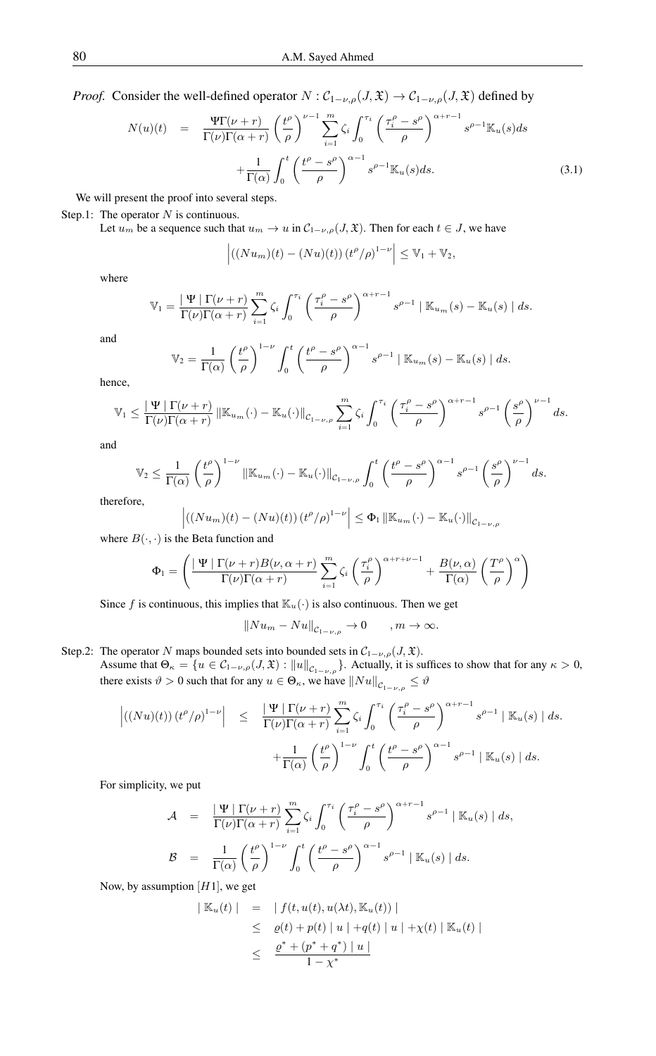*Proof.* Consider the well-defined operator $N : \mathcal{C}_{1-\nu,\rho}(J, \mathfrak{X}) \to \mathcal{C}_{1-\nu,\rho}(J, \mathfrak{X})$ defined by

$$
\begin{aligned}
N(u)(t) \quad &= \quad \frac{\Psi\Gamma(\nu+r)}{\Gamma(\nu)\Gamma(\alpha+r)} \left(\frac{t^\rho}{\rho}\right)^{\nu-1} \sum_{i=1}^{m} \zeta_i \int_0^{\tau_i} \left(\frac{\tau_i^\rho - s^\rho}{\rho}\right)^{\alpha+r-1} s^{\rho-1} \mathbb{K}_u(s) ds \\
&\quad + \frac{1}{\Gamma(\alpha)} \int_0^t \left(\frac{t^\rho - s^\rho}{\rho}\right)^{\alpha-1} s^{\rho-1} \mathbb{K}_u(s) ds. \qquad (3.1)
\end{aligned}
$$

We will present the proof into several steps.

Step.1: The operator $N$ is continuous.
Let $u_m$ be a sequence such that $u_m \to u$ in $\mathcal{C}_{1-\nu,\rho}(J, \mathfrak{X})$. Then for each $t \in J$, we have

$$\left| ((Nu_m)(t) - (Nu)(t)) \left(t^\rho/\rho\right)^{1-\nu} \right| \leq \mathbb{V}_1 + \mathbb{V}_2,$$

where

$$\mathbb{V}_1 = \frac{|\Psi| \Gamma(\nu+r)}{\Gamma(\nu)\Gamma(\alpha+r)} \sum_{i=1}^{m} \zeta_i \int_0^{\tau_i} \left(\frac{\tau_i^\rho - s^\rho}{\rho}\right)^{\alpha+r-1} s^{\rho-1} | \mathbb{K}_{u_m}(s) - \mathbb{K}_u(s) | ds.$$

and

$$\mathbb{V}_2 = \frac{1}{\Gamma(\alpha)} \left(\frac{t^\rho}{\rho}\right)^{1-\nu} \int_0^t \left(\frac{t^\rho - s^\rho}{\rho}\right)^{\alpha-1} s^{\rho-1} | \mathbb{K}_{u_m}(s) - \mathbb{K}_u(s) | ds.$$

hence,

$$\mathbb{V}_1 \leq \frac{|\Psi| \Gamma(\nu+r)}{\Gamma(\nu)\Gamma(\alpha+r)} \|\mathbb{K}_{u_m}(\cdot) - \mathbb{K}_u(\cdot)\|_{\mathcal{C}_{1-\nu,\rho}} \sum_{i=1}^{m} \zeta_i \int_0^{\tau_i} \left(\frac{\tau_i^\rho - s^\rho}{\rho}\right)^{\alpha+r-1} s^{\rho-1} \left(\frac{s^\rho}{\rho}\right)^{\nu-1} ds.$$

and

$$\mathbb{V}_2 \leq \frac{1}{\Gamma(\alpha)} \left(\frac{t^\rho}{\rho}\right)^{1-\nu} \|\mathbb{K}_{u_m}(\cdot) - \mathbb{K}_u(\cdot)\|_{\mathcal{C}_{1-\nu,\rho}} \int_0^t \left(\frac{t^\rho - s^\rho}{\rho}\right)^{\alpha-1} s^{\rho-1} \left(\frac{s^\rho}{\rho}\right)^{\nu-1} ds.$$

therefore,

$$\left| ((Nu_m)(t) - (Nu)(t)) \left(t^\rho/\rho\right)^{1-\nu} \right| \leq \Phi_1 \|\mathbb{K}_{u_m}(\cdot) - \mathbb{K}_u(\cdot)\|_{\mathcal{C}_{1-\nu,\rho}}$$

where $B(\cdot, \cdot)$ is the Beta function and

$$\Phi_1 = \left( \frac{|\Psi| \Gamma(\nu+r) B(\nu, \alpha+r)}{\Gamma(\nu)\Gamma(\alpha+r)} \sum_{i=1}^{m} \zeta_i \left(\frac{\tau_i^\rho}{\rho}\right)^{\alpha+r+\nu-1} + \frac{B(\nu, \alpha)}{\Gamma(\alpha)} \left(\frac{T^\rho}{\rho}\right)^{\alpha} \right)$$

Since $f$ is continuous, this implies that $\mathbb{K}_u(\cdot)$ is also continuous. Then we get

$$\|Nu_m - Nu\|_{\mathcal{C}_{1-\nu,\rho}} \to 0 \qquad , m \to \infty.$$

Step.2: The operator $N$ maps bounded sets into bounded sets in $\mathcal{C}_{1-\nu,\rho}(J, \mathfrak{X})$.
Assume that $\Theta_\kappa = \{u \in \mathcal{C}_{1-\nu,\rho}(J, \mathfrak{X}) : \|u\|_{\mathcal{C}_{1-\nu,\rho}}\}$. Actually, it is suffices to show that for any $\kappa > 0$, there exists $\vartheta > 0$ such that for any $u \in \Theta_\kappa$, we have $\|Nu\|_{\mathcal{C}_{1-\nu,\rho}} \leq \vartheta$

$$
\begin{aligned}
\left| ((Nu)(t)) \left(t^\rho/\rho\right)^{1-\nu} \right| \quad &\leq \quad \frac{|\Psi| \Gamma(\nu+r)}{\Gamma(\nu)\Gamma(\alpha+r)} \sum_{i=1}^{m} \zeta_i \int_0^{\tau_i} \left(\frac{\tau_i^\rho - s^\rho}{\rho}\right)^{\alpha+r-1} s^{\rho-1} | \mathbb{K}_u(s) | ds. \\
&\quad + \frac{1}{\Gamma(\alpha)} \left(\frac{t^\rho}{\rho}\right)^{1-\nu} \int_0^t \left(\frac{t^\rho - s^\rho}{\rho}\right)^{\alpha-1} s^{\rho-1} | \mathbb{K}_u(s) | ds.
\end{aligned}
$$

For simplicity, we put

$$
\begin{aligned}
\mathcal{A} \quad &= \quad \frac{|\Psi| \Gamma(\nu+r)}{\Gamma(\nu)\Gamma(\alpha+r)} \sum_{i=1}^{m} \zeta_i \int_0^{\tau_i} \left(\frac{\tau_i^\rho - s^\rho}{\rho}\right)^{\alpha+r-1} s^{\rho-1} | \mathbb{K}_u(s) | ds, \\
\mathcal{B} \quad &= \quad \frac{1}{\Gamma(\alpha)} \left(\frac{t^\rho}{\rho}\right)^{1-\nu} \int_0^t \left(\frac{t^\rho - s^\rho}{\rho}\right)^{\alpha-1} s^{\rho-1} | \mathbb{K}_u(s) | ds.
\end{aligned}
$$

Now, by assumption $[H1]$, we get

$$
\begin{aligned}
| \mathbb{K}_u(t) | \quad &= \quad | f(t, u(t), u(\lambda t), \mathbb{K}_u(t)) | \\
&\leq \quad \varrho(t) + p(t) | u | + q(t) | u | + \chi(t) | \mathbb{K}_u(t) | \\
&\leq \quad \frac{\varrho^* + (p^* + q^*) | u |}{1 - \chi^*}
\end{aligned}
$$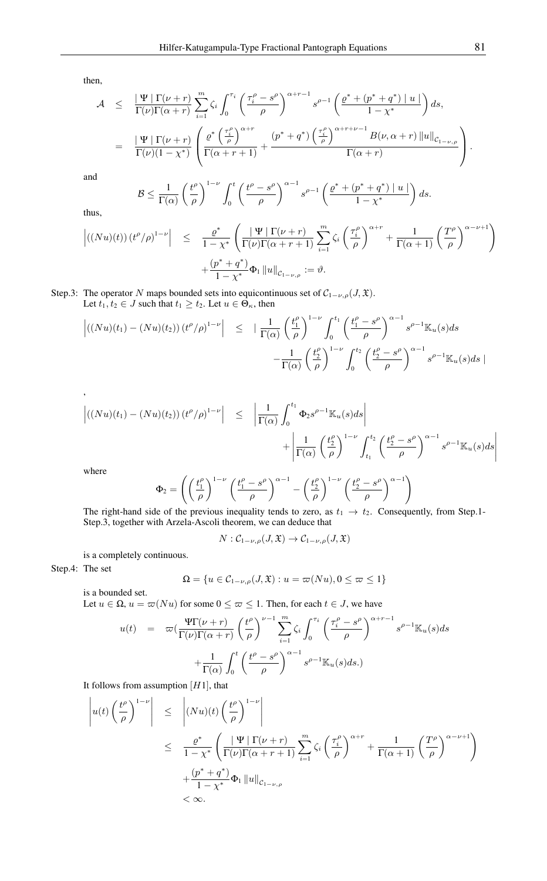then,

$$
\begin{aligned}
\mathcal{A} &\leq \frac{|\Psi| \Gamma(\nu+r)}{\Gamma(\nu)\Gamma(\alpha+r)} \sum_{i=1}^{m} \zeta_i \int_0^{\tau_i} \left(\frac{\tau_i^\rho - s^\rho}{\rho}\right)^{\alpha+r-1} s^{\rho-1} \left(\frac{\varrho^* + (p^*+q^*) \mid u \mid}{1-\chi^*}\right) ds, \\
&= \frac{|\Psi| \Gamma(\nu+r)}{\Gamma(\nu)(1-\chi^*)} \left( \frac{\varrho^* \left(\frac{\tau_i^\rho}{\rho}\right)^{\alpha+r}}{\Gamma(\alpha+r+1)} + \frac{(p^*+q^*) \left(\frac{\tau_i^\rho}{\rho}\right)^{\alpha+r+\nu-1} B(\nu, \alpha+r) \left\|u\right\|_{\mathcal{C}_{1-\nu,\rho}}}{\Gamma(\alpha+r)} \right).
\end{aligned}
$$

and

$$
\mathcal{B} \leq \frac{1}{\Gamma(\alpha)} \left(\frac{t^\rho}{\rho}\right)^{1-\nu} \int_0^t \left(\frac{t^\rho - s^\rho}{\rho}\right)^{\alpha-1} s^{\rho-1} \left(\frac{\varrho^* + (p^*+q^*) \mid u \mid}{1-\chi^*}\right) ds.
$$

thus,

$$
\begin{aligned}
\left| ((Nu)(t)) \left(t^\rho/\rho\right)^{1-\nu} \right| &\leq \frac{\varrho^*}{1-\chi^*} \left( \frac{|\Psi| \Gamma(\nu+r)}{\Gamma(\nu)\Gamma(\alpha+r+1)} \sum_{i=1}^{m} \zeta_i \left(\frac{\tau_i^\rho}{\rho}\right)^{\alpha+r} + \frac{1}{\Gamma(\alpha+1)} \left(\frac{T^\rho}{\rho}\right)^{\alpha-\nu+1} \right) \\
&\quad + \frac{(p^*+q^*)}{1-\chi^*} \Phi_1 \left\|u\right\|_{\mathcal{C}_{1-\nu,\rho}} := \vartheta.
\end{aligned}
$$

Step.3: The operator $N$ maps bounded sets into equicontinuous set of $\mathcal{C}_{1-\nu,\rho}(J, \mathfrak{X})$.
Let $t_1, t_2 \in J$ such that $t_1 \geq t_2$. Let $u \in \Theta_\kappa$, then

$$
\begin{aligned}
\left| ((Nu)(t_1) - (Nu)(t_2)) \left(t^\rho/\rho\right)^{1-\nu} \right| &\leq \Bigg| \frac{1}{\Gamma(\alpha)} \left(\frac{t_1^\rho}{\rho}\right)^{1-\nu} \int_0^{t_1} \left(\frac{t_1^\rho - s^\rho}{\rho}\right)^{\alpha-1} s^{\rho-1} \mathbb{K}_u(s) ds \\
&\quad - \frac{1}{\Gamma(\alpha)} \left(\frac{t_2^\rho}{\rho}\right)^{1-\nu} \int_0^{t_2} \left(\frac{t_2^\rho - s^\rho}{\rho}\right)^{\alpha-1} s^{\rho-1} \mathbb{K}_u(s) ds \Bigg|
\end{aligned}
$$

,

$$
\begin{aligned}
\left| ((Nu)(t_1) - (Nu)(t_2)) \left(t^\rho/\rho\right)^{1-\nu} \right| &\leq \left| \frac{1}{\Gamma(\alpha)} \int_0^{t_1} \Phi_2 s^{\rho-1} \mathbb{K}_u(s) ds \right| \\
&\quad + \left| \frac{1}{\Gamma(\alpha)} \left(\frac{t_2^\rho}{\rho}\right)^{1-\nu} \int_{t_1}^{t_2} \left(\frac{t_2^\rho - s^\rho}{\rho}\right)^{\alpha-1} s^{\rho-1} \mathbb{K}_u(s) ds \right|
\end{aligned}
$$

where

$$
\Phi_2 = \left( \left(\frac{t_1^\rho}{\rho}\right)^{1-\nu} \left(\frac{t_1^\rho - s^\rho}{\rho}\right)^{\alpha-1} - \left(\frac{t_2^\rho}{\rho}\right)^{1-\nu} \left(\frac{t_2^\rho - s^\rho}{\rho}\right)^{\alpha-1} \right)
$$

The right-hand side of the previous inequality tends to zero, as $t_1 \to t_2$. Consequently, from Step.1-Step.3, together with Arzela-Ascoli theorem, we can deduce that

$$
N : \mathcal{C}_{1-\nu,\rho}(J, \mathfrak{X}) \to \mathcal{C}_{1-\nu,\rho}(J, \mathfrak{X})
$$

is a completely continuous.

Step.4: The set

$$
\Omega = \{u \in \mathcal{C}_{1-\nu,\rho}(J, \mathfrak{X}) : u = \varpi(Nu), 0 \leq \varpi \leq 1\}
$$

is a bounded set.
Let $u \in \Omega$, $u = \varpi(Nu)$ for some $0 \leq \varpi \leq 1$. Then, for each $t \in J$, we have

$$
\begin{aligned}
u(t) &= \varpi\Big( \frac{\Psi\Gamma(\nu+r)}{\Gamma(\nu)\Gamma(\alpha+r)} \left(\frac{t^\rho}{\rho}\right)^{\nu-1} \sum_{i=1}^{m} \zeta_i \int_0^{\tau_i} \left(\frac{\tau_i^\rho - s^\rho}{\rho}\right)^{\alpha+r-1} s^{\rho-1} \mathbb{K}_u(s) ds \\
&\quad + \frac{1}{\Gamma(\alpha)} \int_0^t \left(\frac{t^\rho - s^\rho}{\rho}\right)^{\alpha-1} s^{\rho-1} \mathbb{K}_u(s) ds. \Big)
\end{aligned}
$$

It follows from assumption $[H1]$, that

$$
\begin{aligned}
\left| u(t) \left(\frac{t^\rho}{\rho}\right)^{1-\nu} \right| &\leq \left| (Nu)(t) \left(\frac{t^\rho}{\rho}\right)^{1-\nu} \right| \\
&\leq \frac{\varrho^*}{1-\chi^*} \left( \frac{|\Psi| \Gamma(\nu+r)}{\Gamma(\nu)\Gamma(\alpha+r+1)} \sum_{i=1}^{m} \zeta_i \left(\frac{\tau_i^\rho}{\rho}\right)^{\alpha+r} + \frac{1}{\Gamma(\alpha+1)} \left(\frac{T^\rho}{\rho}\right)^{\alpha-\nu+1} \right) \\
&\quad + \frac{(p^*+q^*)}{1-\chi^*} \Phi_1 \left\|u\right\|_{\mathcal{C}_{1-\nu,\rho}} \\
&< \infty.
\end{aligned}
$$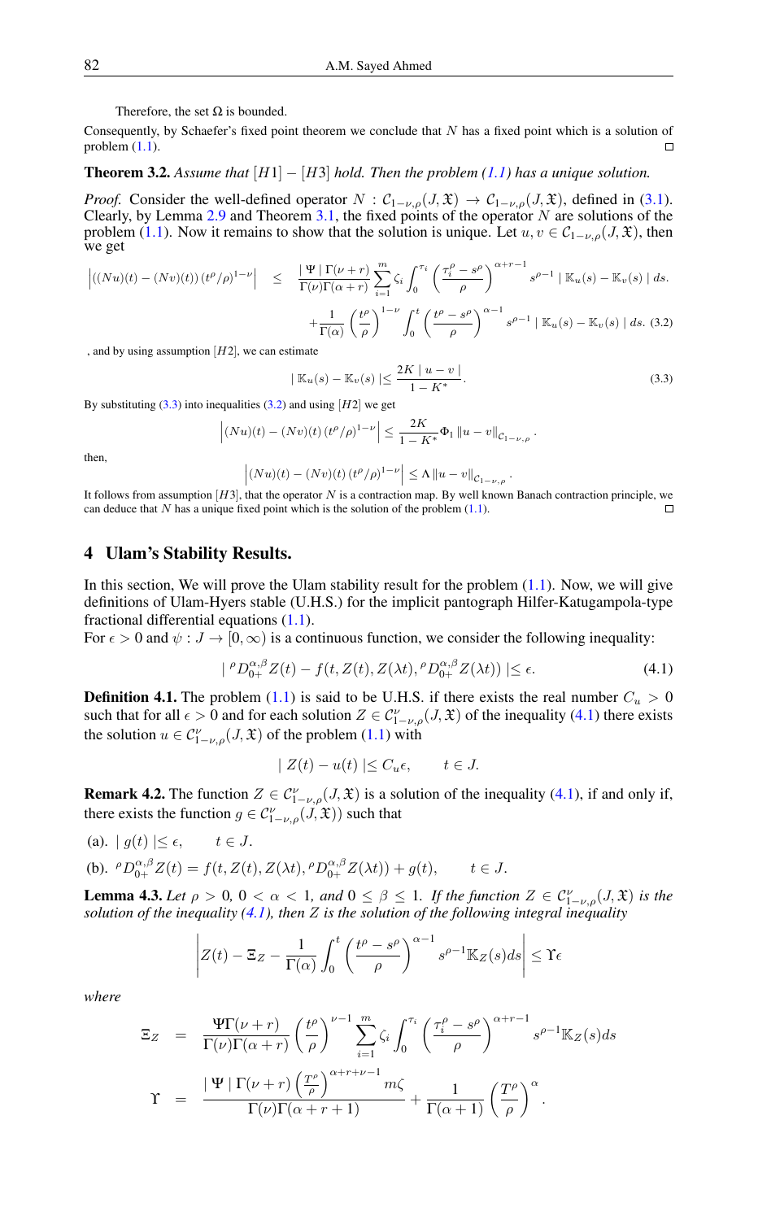Therefore, the set $\Omega$ is bounded.

Consequently, by Schaefer's fixed point theorem we conclude that $N$ has a fixed point which is a solution of problem (1.1). □

**Theorem 3.2.** *Assume that $[H1]-[H3]$ hold. Then the problem (1.1) has a unique solution.*

*Proof.* Consider the well-defined operator $N : \mathcal{C}_{1-\nu,\rho}(J,\mathfrak{X}) \to \mathcal{C}_{1-\nu,\rho}(J,\mathfrak{X})$, defined in (3.1). Clearly, by Lemma 2.9 and Theorem 3.1, the fixed points of the operator $N$ are solutions of the problem (1.1). Now it remains to show that the solution is unique. Let $u, v \in \mathcal{C}_{1-\nu,\rho}(J,\mathfrak{X})$, then we get

$$
\begin{aligned}
\left|((Nu)(t)-(Nv)(t))\,(t^\rho/\rho)^{1-\nu}\right| \quad &\leq \quad \frac{\mid \Psi \mid \Gamma(\nu+r)}{\Gamma(\nu)\Gamma(\alpha+r)}\sum_{i=1}^{m}\zeta_i\int_0^{\tau_i}\left(\frac{\tau_i^\rho-s^\rho}{\rho}\right)^{\alpha+r-1}s^{\rho-1}\mid \mathbb{K}_u(s)-\mathbb{K}_v(s)\mid ds. \\
&+\frac{1}{\Gamma(\alpha)}\left(\frac{t^\rho}{\rho}\right)^{1-\nu}\int_0^t\left(\frac{t^\rho-s^\rho}{\rho}\right)^{\alpha-1}s^{\rho-1}\mid \mathbb{K}_u(s)-\mathbb{K}_v(s)\mid ds. \quad (3.2)
\end{aligned}
$$

, and by using assumption $[H2]$, we can estimate

$$
\mid \mathbb{K}_u(s)-\mathbb{K}_v(s)\mid \leq \frac{2K\mid u-v\mid}{1-K^*}. \tag{3.3}
$$

By substituting (3.3) into inequalities (3.2) and using $[H2]$ we get

$$
\left|(Nu)(t)-(Nv)(t)\,(t^\rho/\rho)^{1-\nu}\right| \leq \frac{2K}{1-K^*}\Phi_1\left\|u-v\right\|_{\mathcal{C}_{1-\nu,\rho}}.
$$

then,

$$
\left|(Nu)(t)-(Nv)(t)\,(t^\rho/\rho)^{1-\nu}\right| \leq \Lambda\left\|u-v\right\|_{\mathcal{C}_{1-\nu,\rho}}.
$$

It follows from assumption $[H3]$, that the operator $N$ is a contraction map. By well known Banach contraction principle, we can deduce that $N$ has a unique fixed point which is the solution of the problem (1.1). □

## 4 Ulam's Stability Results.

In this section, We will prove the Ulam stability result for the problem (1.1). Now, we will give definitions of Ulam-Hyers stable (U.H.S.) for the implicit pantograph Hilfer-Katugampola-type fractional differential equations (1.1).

For $\epsilon > 0$ and $\psi : J \to [0,\infty)$ is a continuous function, we consider the following inequality:

$$
\mid {}^\rho D_{0+}^{\alpha,\beta}Z(t)-f(t,Z(t),Z(\lambda t),{}^\rho D_{0+}^{\alpha,\beta}Z(\lambda t))\mid \leq \epsilon. \tag{4.1}
$$

**Definition 4.1.** The problem (1.1) is said to be U.H.S. if there exists the real number $C_u > 0$ such that for all $\epsilon > 0$ and for each solution $Z \in \mathcal{C}_{1-\nu,\rho}^{\nu}(J,\mathfrak{X})$ of the inequality (4.1) there exists the solution $u \in \mathcal{C}_{1-\nu,\rho}^{\nu}(J,\mathfrak{X})$ of the problem (1.1) with

$$
\mid Z(t)-u(t)\mid \leq C_u\epsilon, \qquad t \in J.
$$

**Remark 4.2.** The function $Z \in \mathcal{C}_{1-\nu,\rho}^{\nu}(J,\mathfrak{X})$ is a solution of the inequality (4.1), if and only if, there exists the function $g \in \mathcal{C}_{1-\nu,\rho}^{\nu}(J,\mathfrak{X}))$ such that

(a). $\mid g(t)\mid \leq \epsilon, \qquad t \in J.$

(b). ${}^\rho D_{0+}^{\alpha,\beta}Z(t) = f(t,Z(t),Z(\lambda t),{}^\rho D_{0+}^{\alpha,\beta}Z(\lambda t))+g(t), \qquad t \in J.$

**Lemma 4.3.** *Let $\rho > 0$, $0 < \alpha < 1$, and $0 \leq \beta \leq 1$. If the function $Z \in \mathcal{C}_{1-\nu,\rho}^{\nu}(J,\mathfrak{X})$ is the solution of the inequality (4.1), then $Z$ is the solution of the following integral inequality*

$$
\left|Z(t)-\Xi_Z-\frac{1}{\Gamma(\alpha)}\int_0^t\left(\frac{t^\rho-s^\rho}{\rho}\right)^{\alpha-1}s^{\rho-1}\mathbb{K}_Z(s)ds\right| \leq \Upsilon\epsilon
$$

*where*

$$
\begin{aligned}
\Xi_Z &= \frac{\Psi\Gamma(\nu+r)}{\Gamma(\nu)\Gamma(\alpha+r)}\left(\frac{t^\rho}{\rho}\right)^{\nu-1}\sum_{i=1}^{m}\zeta_i\int_0^{\tau_i}\left(\frac{\tau_i^\rho-s^\rho}{\rho}\right)^{\alpha+r-1}s^{\rho-1}\mathbb{K}_Z(s)ds \\
\Upsilon &= \frac{\mid \Psi \mid \Gamma(\nu+r)\left(\frac{T^\rho}{\rho}\right)^{\alpha+r+\nu-1}m\zeta}{\Gamma(\nu)\Gamma(\alpha+r+1)}+\frac{1}{\Gamma(\alpha+1)}\left(\frac{T^\rho}{\rho}\right)^{\alpha}.
\end{aligned}
$$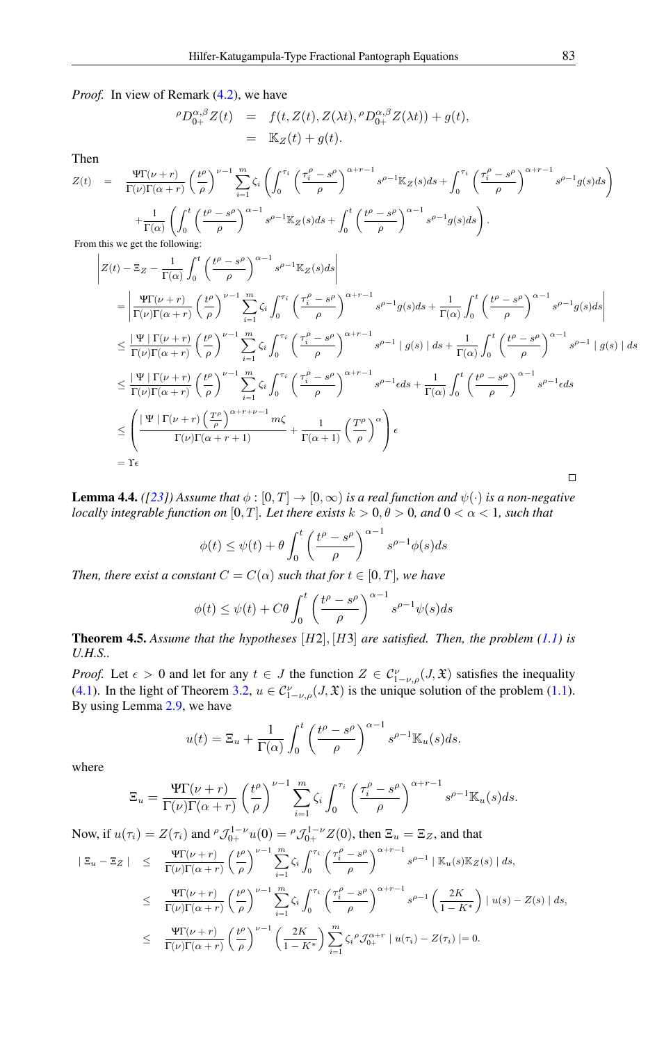*Proof.* In view of Remark (4.2), we have

$$
\begin{aligned}
{}^{\rho}D_{0+}^{\alpha,\beta}Z(t) &= f(t, Z(t), Z(\lambda t), {}^{\rho}D_{0+}^{\alpha,\beta}Z(\lambda t)) + g(t), \\
&= \mathbb{K}_Z(t) + g(t).
\end{aligned}
$$

Then

$$
\begin{aligned}
Z(t) &= \frac{\Psi\Gamma(\nu+r)}{\Gamma(\nu)\Gamma(\alpha+r)}\left(\frac{t^\rho}{\rho}\right)^{\nu-1}\sum_{i=1}^{m}\zeta_i\left(\int_0^{\tau_i}\left(\frac{\tau_i^\rho - s^\rho}{\rho}\right)^{\alpha+r-1}s^{\rho-1}\mathbb{K}_Z(s)ds + \int_0^{\tau_i}\left(\frac{\tau_i^\rho - s^\rho}{\rho}\right)^{\alpha+r-1}s^{\rho-1}g(s)ds\right) \\
&\quad + \frac{1}{\Gamma(\alpha)}\left(\int_0^t\left(\frac{t^\rho - s^\rho}{\rho}\right)^{\alpha-1}s^{\rho-1}\mathbb{K}_Z(s)ds + \int_0^t\left(\frac{t^\rho - s^\rho}{\rho}\right)^{\alpha-1}s^{\rho-1}g(s)ds\right).
\end{aligned}
$$

From this we get the following:

$$
\begin{aligned}
&\left|Z(t) - \Xi_Z - \frac{1}{\Gamma(\alpha)}\int_0^t\left(\frac{t^\rho - s^\rho}{\rho}\right)^{\alpha-1}s^{\rho-1}\mathbb{K}_Z(s)ds\right| \\
&= \left|\frac{\Psi\Gamma(\nu+r)}{\Gamma(\nu)\Gamma(\alpha+r)}\left(\frac{t^\rho}{\rho}\right)^{\nu-1}\sum_{i=1}^{m}\zeta_i\int_0^{\tau_i}\left(\frac{\tau_i^\rho - s^\rho}{\rho}\right)^{\alpha+r-1}s^{\rho-1}g(s)ds + \frac{1}{\Gamma(\alpha)}\int_0^t\left(\frac{t^\rho - s^\rho}{\rho}\right)^{\alpha-1}s^{\rho-1}g(s)ds\right| \\
&\le \frac{|\Psi|\Gamma(\nu+r)}{\Gamma(\nu)\Gamma(\alpha+r)}\left(\frac{t^\rho}{\rho}\right)^{\nu-1}\sum_{i=1}^{m}\zeta_i\int_0^{\tau_i}\left(\frac{\tau_i^\rho - s^\rho}{\rho}\right)^{\alpha+r-1}s^{\rho-1}|g(s)|ds + \frac{1}{\Gamma(\alpha)}\int_0^t\left(\frac{t^\rho - s^\rho}{\rho}\right)^{\alpha-1}s^{\rho-1}|g(s)|ds \\
&\le \frac{|\Psi|\Gamma(\nu+r)}{\Gamma(\nu)\Gamma(\alpha+r)}\left(\frac{t^\rho}{\rho}\right)^{\nu-1}\sum_{i=1}^{m}\zeta_i\int_0^{\tau_i}\left(\frac{\tau_i^\rho - s^\rho}{\rho}\right)^{\alpha+r-1}s^{\rho-1}\epsilon ds + \frac{1}{\Gamma(\alpha)}\int_0^t\left(\frac{t^\rho - s^\rho}{\rho}\right)^{\alpha-1}s^{\rho-1}\epsilon ds \\
&\le \left(\frac{|\Psi|\Gamma(\nu+r)\left(\frac{T^\rho}{\rho}\right)^{\alpha+r+\nu-1}m\zeta}{\Gamma(\nu)\Gamma(\alpha+r+1)} + \frac{1}{\Gamma(\alpha+1)}\left(\frac{T^\rho}{\rho}\right)^{\alpha}\right)\epsilon \\
&= \Upsilon\epsilon
\end{aligned}
$$

□

**Lemma 4.4.** *([23]) Assume that $\phi : [0, T] \to [0, \infty)$ is a real function and $\psi(\cdot)$ is a non-negative locally integrable function on $[0, T]$. Let there exists $k > 0, \theta > 0$, and $0 < \alpha < 1$, such that*

$$
\phi(t) \le \psi(t) + \theta\int_0^t\left(\frac{t^\rho - s^\rho}{\rho}\right)^{\alpha-1}s^{\rho-1}\phi(s)ds
$$

*Then, there exist a constant $C = C(\alpha)$ such that for $t \in [0, T]$, we have*

$$
\phi(t) \le \psi(t) + C\theta\int_0^t\left(\frac{t^\rho - s^\rho}{\rho}\right)^{\alpha-1}s^{\rho-1}\psi(s)ds
$$

**Theorem 4.5.** *Assume that the hypotheses $[H2], [H3]$ are satisfied. Then, the problem (1.1) is U.H.S..*

*Proof.* Let $\epsilon > 0$ and let for any $t \in J$ the function $Z \in \mathcal{C}_{1-\nu,\rho}^{\nu}(J, \mathfrak{X})$ satisfies the inequality (4.1). In the light of Theorem 3.2, $u \in \mathcal{C}_{1-\nu,\rho}^{\nu}(J, \mathfrak{X})$ is the unique solution of the problem (1.1). By using Lemma 2.9, we have

$$
u(t) = \Xi_u + \frac{1}{\Gamma(\alpha)}\int_0^t\left(\frac{t^\rho - s^\rho}{\rho}\right)^{\alpha-1}s^{\rho-1}\mathbb{K}_u(s)ds.
$$

where

$$
\Xi_u = \frac{\Psi\Gamma(\nu+r)}{\Gamma(\nu)\Gamma(\alpha+r)}\left(\frac{t^\rho}{\rho}\right)^{\nu-1}\sum_{i=1}^{m}\zeta_i\int_0^{\tau_i}\left(\frac{\tau_i^\rho - s^\rho}{\rho}\right)^{\alpha+r-1}s^{\rho-1}\mathbb{K}_u(s)ds.
$$

Now, if $u(\tau_i) = Z(\tau_i)$ and ${}^{\rho}\mathcal{J}_{0+}^{1-\nu}u(0) = {}^{\rho}\mathcal{J}_{0+}^{1-\nu}Z(0)$, then $\Xi_u = \Xi_Z$, and that

$$
\begin{aligned}
|\Xi_u - \Xi_Z| &\le \frac{\Psi\Gamma(\nu+r)}{\Gamma(\nu)\Gamma(\alpha+r)}\left(\frac{t^\rho}{\rho}\right)^{\nu-1}\sum_{i=1}^{m}\zeta_i\int_0^{\tau_i}\left(\frac{\tau_i^\rho - s^\rho}{\rho}\right)^{\alpha+r-1}s^{\rho-1}|\mathbb{K}_u(s)\mathbb{K}_Z(s)|ds, \\
&\le \frac{\Psi\Gamma(\nu+r)}{\Gamma(\nu)\Gamma(\alpha+r)}\left(\frac{t^\rho}{\rho}\right)^{\nu-1}\sum_{i=1}^{m}\zeta_i\int_0^{\tau_i}\left(\frac{\tau_i^\rho - s^\rho}{\rho}\right)^{\alpha+r-1}s^{\rho-1}\left(\frac{2K}{1-K^*}\right)|u(s) - Z(s)|ds, \\
&\le \frac{\Psi\Gamma(\nu+r)}{\Gamma(\nu)\Gamma(\alpha+r)}\left(\frac{t^\rho}{\rho}\right)^{\nu-1}\left(\frac{2K}{1-K^*}\right)\sum_{i=1}^{m}\zeta_i\,{}^{\rho}\mathcal{J}_{0+}^{\alpha+r}|u(\tau_i) - Z(\tau_i)| = 0.
\end{aligned}
$$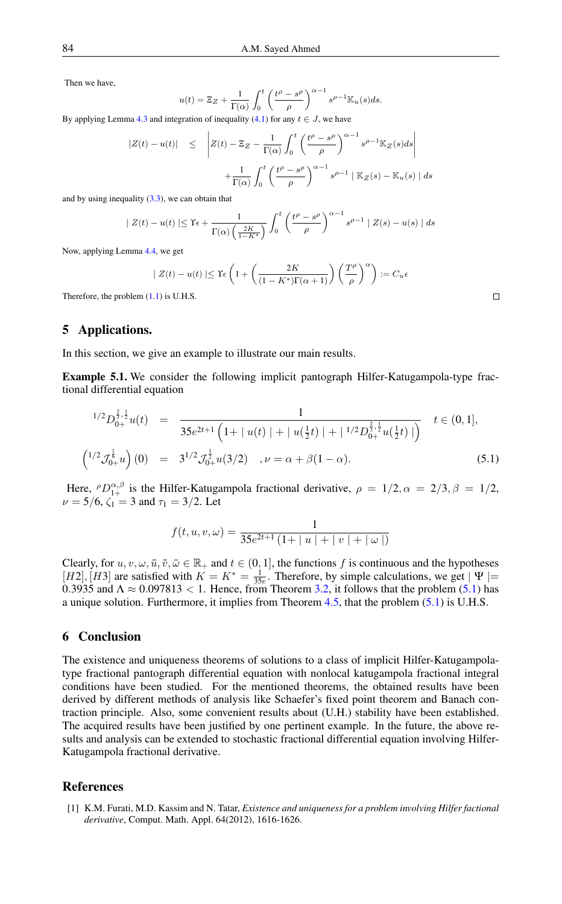Then we have,

$$u(t) = \Xi_Z + \frac{1}{\Gamma(\alpha)} \int_0^t \left( \frac{t^\rho - s^\rho}{\rho} \right)^{\alpha - 1} s^{\rho - 1} \mathbb{K}_u(s) ds.$$

By applying Lemma 4.3 and integration of inequality (4.1) for any $t \in J$, we have

$$\begin{aligned} |Z(t) - u(t)| \quad &\leq \quad \left| Z(t) - \Xi_Z - \frac{1}{\Gamma(\alpha)} \int_0^t \left( \frac{t^\rho - s^\rho}{\rho} \right)^{\alpha - 1} s^{\rho - 1} \mathbb{K}_Z(s) ds \right| \\ &\quad + \frac{1}{\Gamma(\alpha)} \int_0^t \left( \frac{t^\rho - s^\rho}{\rho} \right)^{\alpha - 1} s^{\rho - 1} \mid \mathbb{K}_Z(s) - \mathbb{K}_u(s) \mid ds \end{aligned}$$

and by using inequality (3.3), we can obtain that

$$\mid Z(t) - u(t) \mid \leq \Upsilon \epsilon + \frac{1}{\Gamma(\alpha) \left( \frac{2K}{1 - K^*} \right)} \int_0^t \left( \frac{t^\rho - s^\rho}{\rho} \right)^{\alpha - 1} s^{\rho - 1} \mid Z(s) - u(s) \mid ds$$

Now, applying Lemma 4.4, we get

$$\mid Z(t) - u(t) \mid \leq \Upsilon \epsilon \left( 1 + \left( \frac{2K}{(1 - K^*) \Gamma(\alpha + 1)} \right) \left( \frac{T^\rho}{\rho} \right)^\alpha \right) := C_u \epsilon$$

Therefore, the problem (1.1) is U.H.S. □

## 5 Applications.

In this section, we give an example to illustrate our main results.

**Example 5.1.** We consider the following implicit pantograph Hilfer-Katugampola-type fractional differential equation

$$\begin{aligned} {}^{1/2}D_{0+}^{\frac{2}{3}, \frac{1}{2}} u(t) \quad &= \quad \frac{1}{35 e^{2t+1} \left( 1 + \mid u(t) \mid + \mid u(\frac{1}{2} t) \mid + \mid {}^{1/2}D_{0+}^{\frac{2}{3}, \frac{1}{2}} u(\frac{1}{2} t) \mid \right)} \quad t \in (0, 1], \\ \left( {}^{1/2}\mathcal{J}_{0+}^{\frac{1}{6}} u \right)(0) \quad &= \quad 3^{1/2} \mathcal{J}_{0+}^{\frac{1}{2}} u(3/2) \quad , \nu = \alpha + \beta(1 - \alpha). \end{aligned} \tag{5.1}$$

Here, ${}^\rho D_{1+}^{\alpha, \beta}$ is the Hilfer-Katugampola fractional derivative, $\rho = 1/2, \alpha = 2/3, \beta = 1/2$, $\nu = 5/6$, $\zeta_1 = 3$ and $\tau_1 = 3/2$. Let

$$f(t, u, v, \omega) = \frac{1}{35 e^{2t+1} \left( 1 + \mid u \mid + \mid v \mid + \mid \omega \mid \right)}$$

Clearly, for $u, v, \omega, \bar{u}, \bar{v}, \bar{\omega} \in \mathbb{R}_+$ and $t \in (0, 1]$, the functions $f$ is continuous and the hypotheses $[H2], [H3]$ are satisfied with $K = K^* = \frac{1}{35e}$. Therefore, by simple calculations, we get $\mid \Psi \mid = 0.3935$ and $\Lambda \approx 0.097813 < 1$. Hence, from Theorem 3.2, it follows that the problem (5.1) has a unique solution. Furthermore, it implies from Theorem 4.5, that the problem (5.1) is U.H.S.

## 6 Conclusion

The existence and uniqueness theorems of solutions to a class of implicit Hilfer-Katugampola-type fractional pantograph differential equation with nonlocal katugampola fractional integral conditions have been studied. For the mentioned theorems, the obtained results have been derived by different methods of analysis like Schaefer's fixed point theorem and Banach contraction principle. Also, some convenient results about (U.H.) stability have been established. The acquired results have been justified by one pertinent example. In the future, the above results and analysis can be extended to stochastic fractional differential equation involving Hilfer-Katugampola fractional derivative.

## References

[1] K.M. Furati, M.D. Kassim and N. Tatar, *Existence and uniqueness for a problem involving Hilfer factional derivative*, Comput. Math. Appl. 64(2012), 1616-1626.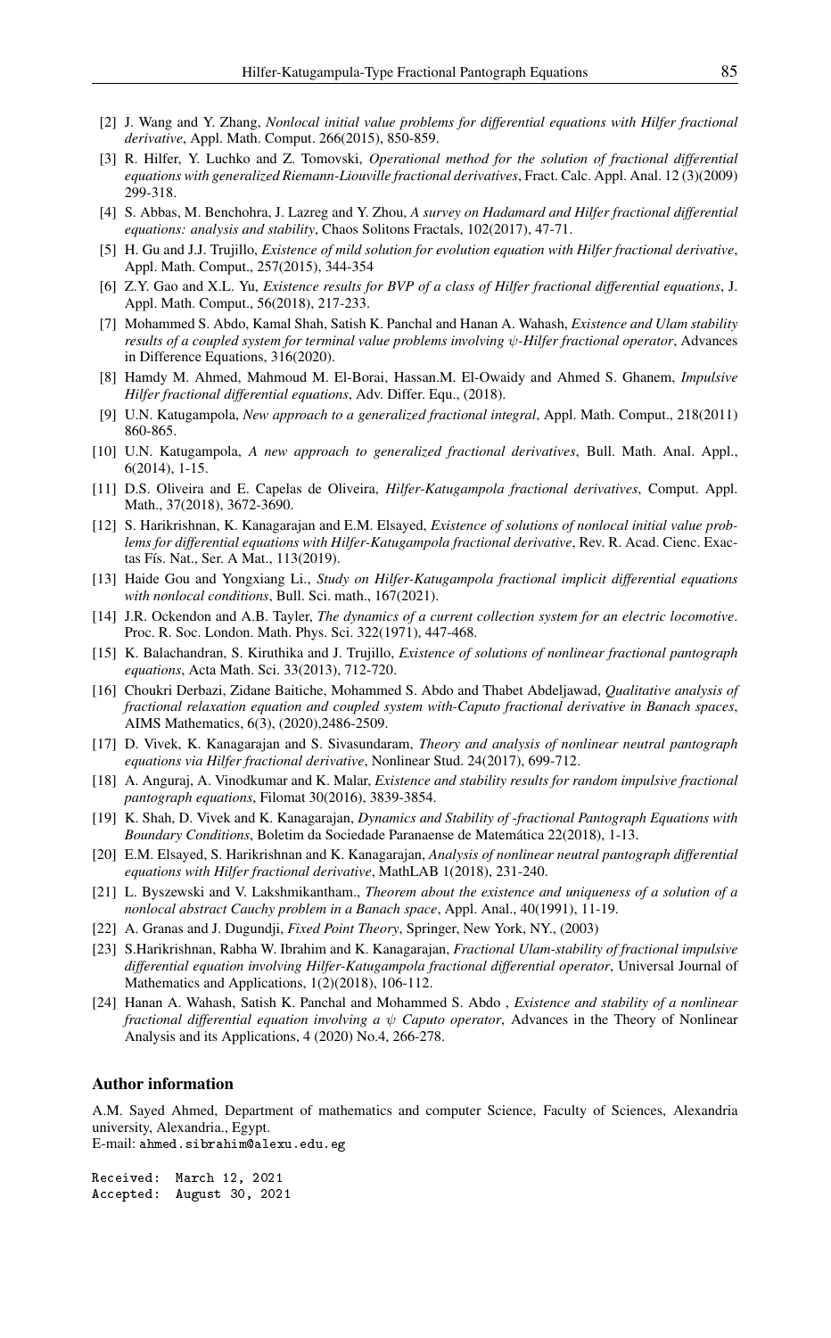[2] J. Wang and Y. Zhang, *Nonlocal initial value problems for differential equations with Hilfer fractional derivative*, Appl. Math. Comput. 266(2015), 850-859.

[3] R. Hilfer, Y. Luchko and Z. Tomovski, *Operational method for the solution of fractional differential equations with generalized Riemann-Liouville fractional derivatives*, Fract. Calc. Appl. Anal. 12 (3)(2009) 299-318.

[4] S. Abbas, M. Benchohra, J. Lazreg and Y. Zhou, *A survey on Hadamard and Hilfer fractional differential equations: analysis and stability*, Chaos Solitons Fractals, 102(2017), 47-71.

[5] H. Gu and J.J. Trujillo, *Existence of mild solution for evolution equation with Hilfer fractional derivative*, Appl. Math. Comput., 257(2015), 344-354

[6] Z.Y. Gao and X.L. Yu, *Existence results for BVP of a class of Hilfer fractional differential equations*, J. Appl. Math. Comput., 56(2018), 217-233.

[7] Mohammed S. Abdo, Kamal Shah, Satish K. Panchal and Hanan A. Wahash, *Existence and Ulam stability results of a coupled system for terminal value problems involving $\psi$-Hilfer fractional operator*, Advances in Difference Equations, 316(2020).

[8] Hamdy M. Ahmed, Mahmoud M. El-Borai, Hassan.M. El-Owaidy and Ahmed S. Ghanem, *Impulsive Hilfer fractional differential equations*, Adv. Differ. Equ., (2018).

[9] U.N. Katugampola, *New approach to a generalized fractional integral*, Appl. Math. Comput., 218(2011) 860-865.

[10] U.N. Katugampola, *A new approach to generalized fractional derivatives*, Bull. Math. Anal. Appl., 6(2014), 1-15.

[11] D.S. Oliveira and E. Capelas de Oliveira, *Hilfer-Katugampola fractional derivatives*, Comput. Appl. Math., 37(2018), 3672-3690.

[12] S. Harikrishnan, K. Kanagarajan and E.M. Elsayed, *Existence of solutions of nonlocal initial value problems for differential equations with Hilfer-Katugampola fractional derivative*, Rev. R. Acad. Cienc. Exactas Fís. Nat., Ser. A Mat., 113(2019).

[13] Haide Gou and Yongxiang Li., *Study on Hilfer-Katugampola fractional implicit differential equations with nonlocal conditions*, Bull. Sci. math., 167(2021).

[14] J.R. Ockendon and A.B. Tayler, *The dynamics of a current collection system for an electric locomotive*. Proc. R. Soc. London. Math. Phys. Sci. 322(1971), 447-468.

[15] K. Balachandran, S. Kiruthika and J. Trujillo, *Existence of solutions of nonlinear fractional pantograph equations*, Acta Math. Sci. 33(2013), 712-720.

[16] Choukri Derbazi, Zidane Baitiche, Mohammed S. Abdo and Thabet Abdeljawad, *Qualitative analysis of fractional relaxation equation and coupled system with-Caputo fractional derivative in Banach spaces*, AIMS Mathematics, 6(3), (2020),2486-2509.

[17] D. Vivek, K. Kanagarajan and S. Sivasundaram, *Theory and analysis of nonlinear neutral pantograph equations via Hilfer fractional derivative*, Nonlinear Stud. 24(2017), 699-712.

[18] A. Anguraj, A. Vinodkumar and K. Malar, *Existence and stability results for random impulsive fractional pantograph equations*, Filomat 30(2016), 3839-3854.

[19] K. Shah, D. Vivek and K. Kanagarajan, *Dynamics and Stability of -fractional Pantograph Equations with Boundary Conditions*, Boletim da Sociedade Paranaense de Matemática 22(2018), 1-13.

[20] E.M. Elsayed, S. Harikrishnan and K. Kanagarajan, *Analysis of nonlinear neutral pantograph differential equations with Hilfer fractional derivative*, MathLAB 1(2018), 231-240.

[21] L. Byszewski and V. Lakshmikantham., *Theorem about the existence and uniqueness of a solution of a nonlocal abstract Cauchy problem in a Banach space*, Appl. Anal., 40(1991), 11-19.

[22] A. Granas and J. Dugundji, *Fixed Point Theory*, Springer, New York, NY., (2003)

[23] S.Harikrishnan, Rabha W. Ibrahim and K. Kanagarajan, *Fractional Ulam-stability of fractional impulsive differential equation involving Hilfer-Katugampola fractional differential operator*, Universal Journal of Mathematics and Applications, 1(2)(2018), 106-112.

[24] Hanan A. Wahash, Satish K. Panchal and Mohammed S. Abdo , *Existence and stability of a nonlinear fractional differential equation involving a $\psi$ Caputo operator*, Advances in the Theory of Nonlinear Analysis and its Applications, 4 (2020) No.4, 266-278.

### Author information

A.M. Sayed Ahmed, Department of mathematics and computer Science, Faculty of Sciences, Alexandria university, Alexandria., Egypt.
E-mail: `ahmed.sibrahim@alexu.edu.eg`

```
Received:  March 12, 2021
Accepted:  August 30, 2021
```